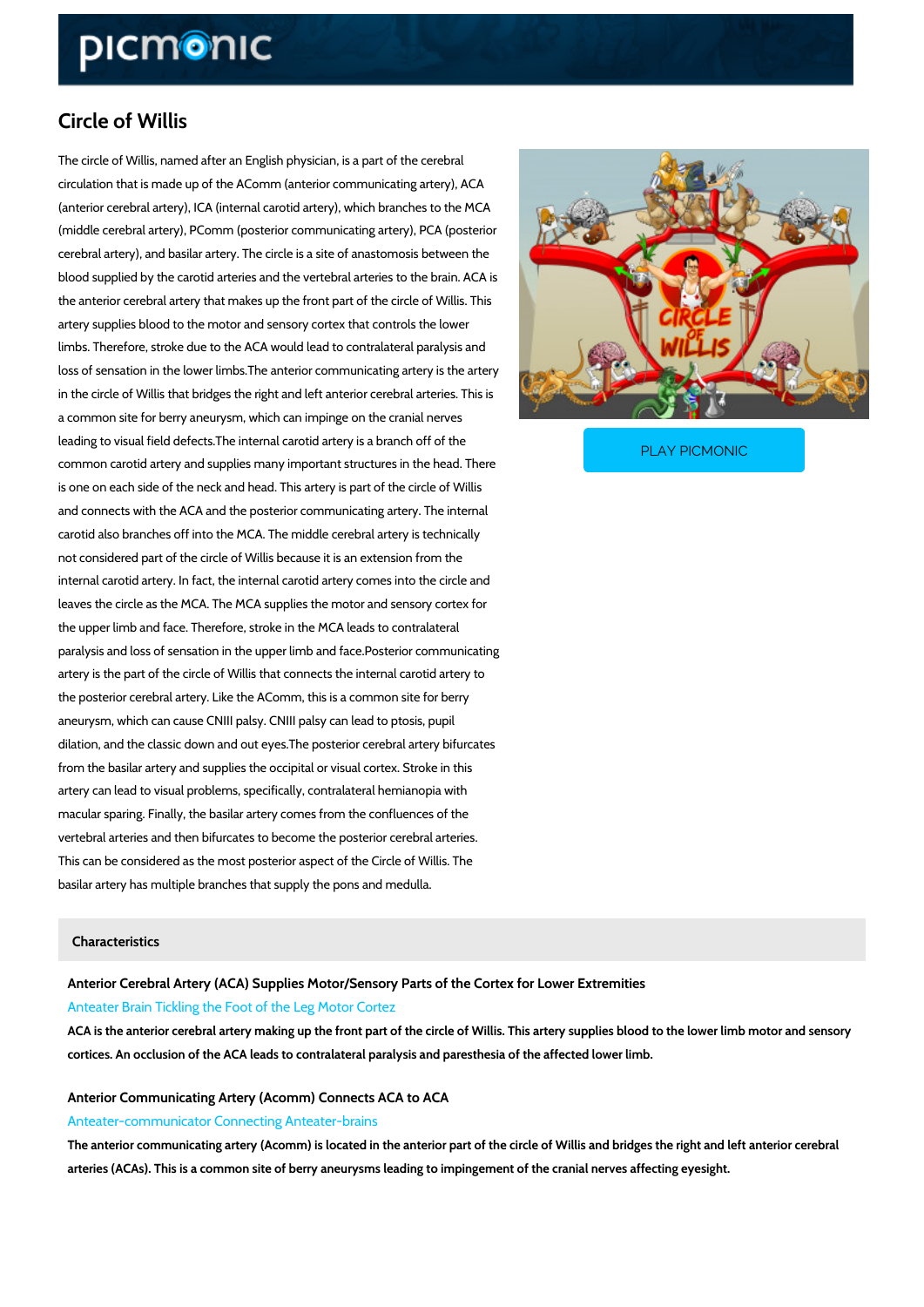# Circle of Willis

The circle of Willis, named after an English physician, is a part of the cerebral circulation that is made up of the AComm (anterior communicating artery), ACA (anterior cerebral artery), ICA (internal carotid artery), which branches to the MCA (middle cerebral artery), PComm (posterior communicating artery), PCA (posterior cerebral artery), and basilar artery. The circle is a site of anastomosis between the blood supplied by the carotid arteries and the vertebral arteries to the brain. ACA is the anterior cerebral artery that makes up the front part of the circle of Willis. This artery supplies blood to the motor and sensory cortex that controls the lower limbs. Therefore, stroke due to the ACA would lead to contralateral paralysis and loss of sensation in the lower limbs.The anterior communicating artery is the artery in the circle of Willis that bridges the right and left anterior cerebral arteries. This is a common site for berry aneurysm, which can impinge on the cranial nerves leading to visual field defects.The internal carotid artery is a branch off of the common carotid artery and supplies many important structures in the head. There is one on each side of the neck and head. This artery is part of the circle of Willis and connects with the ACA and the posterior communicating artery. The internal carotid also branches off into the MCA. The middle cerebral artery is technically not considered part of the circle of Willis because it is an extension from the internal carotid artery. In fact, the internal carotid artery comes into the circle and leaves the circle as the MCA. The MCA supplies the motor and sensory cortex for the upper limb and face. Therefore, stroke in the MCA leads to contralateral paralysis and loss of sensation in the upper limb and face.Posterior communicating artery is the part of the circle of Willis that connects the internal carotid artery to the posterior cerebral artery. Like the AComm, this is a common site for berry aneurysm, which can cause CNIII palsy. CNIII palsy can lead to ptosis, pupil dilation, and the classic down and out eyes.The posterior cerebral artery bifurcates from the basilar artery and supplies the occipital or visual cortex. Stroke in this artery can lead to visual problems, specifically, contralateral hemianopia with macular sparing. Finally, the basilar artery comes from the confluences of the vertebral arteries and then bifurcates to become the posterior cerebral arteries. This can be considered as the most posterior aspect of the Circle of Willis. The basilar artery has multiple branches that supply the pons and medulla.

PLAY PICMONIC

## Characteristics

### Anterior Cerebral Artery (ACA) Supplies Motor/Sensory Parts of the Cortex for Lower Extremities

Anteater Brain Tickling the Foot of the Leg Motor Cortez

**ACA is the anterior cerebral artery making up the front part of the circle of Willis. This artery supplies blood to the lower limb motor and sensory cortices. An occlusion of the ACA leads to contralateral paralysis and paresthesia of the affected lower limb.**

### Anterior Communicating Artery (Acomm) Connects ACA to ACA

Anteater-communicator Connecting Anteater-brains

**The anterior communicating artery (Acomm) is located in the anterior part of the circle of Willis and bridges the right and left anterior cerebral arteries (ACAs). This is a common site of berry aneurysms leading to impingement of the cranial nerves affecting eyesight.**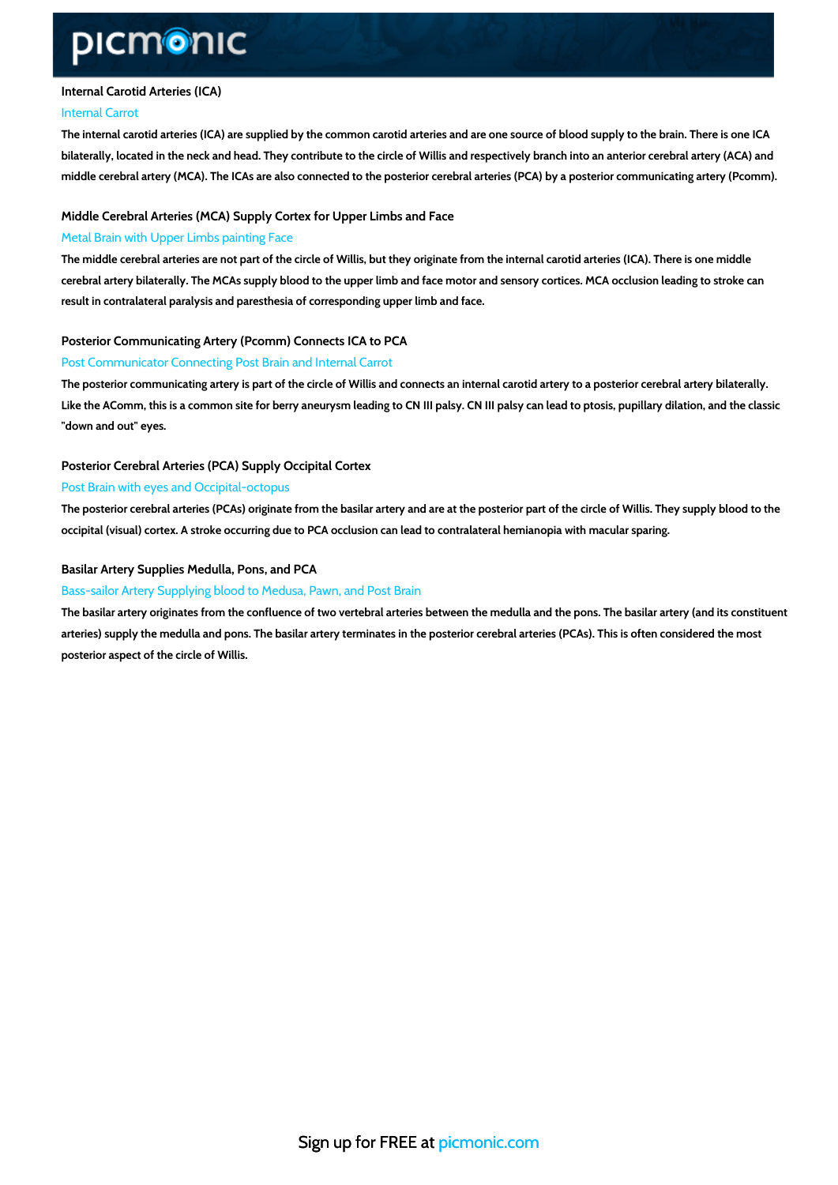### Internal Carotid Arteries (ICA)

Internal Carrot

The internal carotid arteries (ICA) are supplied by the common carotid arteries and are one source of blood supply to the brain. There is one ICA bilaterally, located in the neck and head. They contribute to the circle of Willis and respectively branch into an anterior cerebral artery (ACA) and middle cerebral artery (MCA). The ICAs are also connected to the posterior cerebral arteries (PCA) by a posterior communicating artery (Pcomm).

### Middle Cerebral Arteries (MCA) Supply Cortex for Upper Limbs and Face

Metal Brain with Upper Limbs painting Face

The middle cerebral arteries are not part of the circle of Willis, but they originate from the internal carotid arteries (ICA). There is one middle cerebral artery bilaterally. The MCAs supply blood to the upper limb and face motor and sensory cortices. MCA occlusion leading to stroke can result in contralateral paralysis and paresthesia of corresponding upper limb and face.

### Posterior Communicating Artery (Pcomm) Connects ICA to PCA

Post Communicator Connecting Post Brain and Internal Carrot

The posterior communicating artery is part of the circle of Willis and connects an internal carotid artery to a posterior cerebral artery bilaterally. Like the AComm, this is a common site for berry aneurysm leading to CN III palsy. CN III palsy can lead to ptosis, pupillary dilation, and the classic "down and out" eyes.

### Posterior Cerebral Arteries (PCA) Supply Occipital Cortex

Post Brain with eyes and Occipital-octopus

The posterior cerebral arteries (PCAs) originate from the basilar artery and are at the posterior part of the circle of Willis. They supply blood to the occipital (visual) cortex. A stroke occurring due to PCA occlusion can lead to contralateral hemianopia with macular sparing.

### Basilar Artery Supplies Medulla, Pons, and PCA

Bass-sailor Artery Supplying blood to Medusa, Pawn, and Post Brain

The basilar artery originates from the confluence of two vertebral arteries between the medulla and the pons. The basilar artery (and its constituent arteries) supply the medulla and pons. The basilar artery terminates in the posterior cerebral arteries (PCAs). This is often considered the most posterior aspect of the circle of Willis.